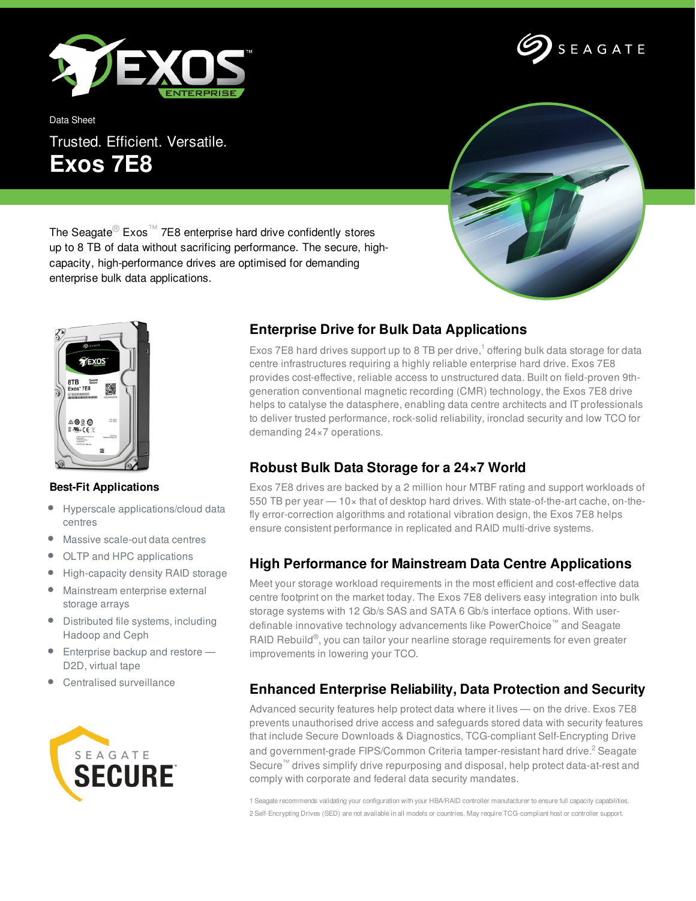Data Sheet

Trusted. Efficient. Versatile.

# Exos 7E8

The Seagate® Exos™ 7E8 enterprise hard drive confidently stores up to 8 TB of data without sacrificing performance. The secure, high-capacity, high-performance drives are optimised for demanding enterprise bulk data applications.

### Best-Fit Applications

- Hyperscale applications/cloud data centres
- Massive scale-out data centres
- OLTP and HPC applications
- High-capacity density RAID storage
- Mainstream enterprise external storage arrays
- Distributed file systems, including Hadoop and Ceph
- Enterprise backup and restore — D2D, virtual tape
- Centralised surveillance

## Enterprise Drive for Bulk Data Applications

Exos 7E8 hard drives support up to 8 TB per drive,[1] offering bulk data storage for data centre infrastructures requiring a highly reliable enterprise hard drive. Exos 7E8 provides cost-effective, reliable access to unstructured data. Built on field-proven 9th-generation conventional magnetic recording (CMR) technology, the Exos 7E8 drive helps to catalyse the datasphere, enabling data centre architects and IT professionals to deliver trusted performance, rock-solid reliability, ironclad security and low TCO for demanding 24×7 operations.

## Robust Bulk Data Storage for a 24×7 World

Exos 7E8 drives are backed by a 2 million hour MTBF rating and support workloads of 550 TB per year — 10× that of desktop hard drives. With state-of-the-art cache, on-the-fly error-correction algorithms and rotational vibration design, the Exos 7E8 helps ensure consistent performance in replicated and RAID multi-drive systems.

## High Performance for Mainstream Data Centre Applications

Meet your storage workload requirements in the most efficient and cost-effective data centre footprint on the market today. The Exos 7E8 delivers easy integration into bulk storage systems with 12 Gb/s SAS and SATA 6 Gb/s interface options. With user-definable innovative technology advancements like PowerChoice™ and Seagate RAID Rebuild®, you can tailor your nearline storage requirements for even greater improvements in lowering your TCO.

## Enhanced Enterprise Reliability, Data Protection and Security

Advanced security features help protect data where it lives — on the drive. Exos 7E8 prevents unauthorised drive access and safeguards stored data with security features that include Secure Downloads & Diagnostics, TCG-compliant Self-Encrypting Drive and government-grade FIPS/Common Criteria tamper-resistant hard drive.[2] Seagate Secure™ drives simplify drive repurposing and disposal, help protect data-at-rest and comply with corporate and federal data security mandates.

1 Seagate recommends validating your configuration with your HBA/RAID controller manufacturer to ensure full capacity capabilities.

2 Self-Encrypting Drives (SED) are not available in all models or countries. May require TCG-compliant host or controller support.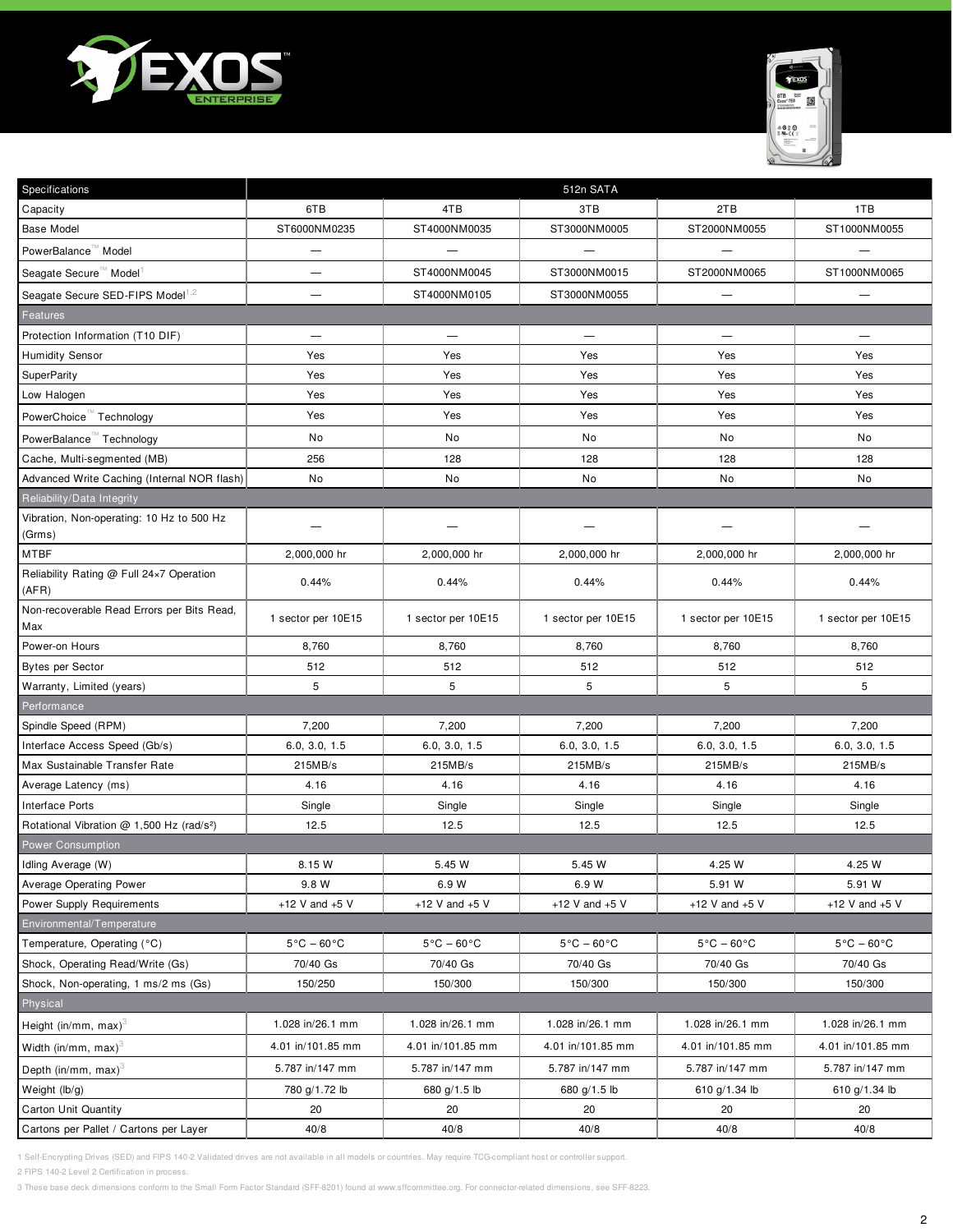| Specifications | 512n SATA | | | | |
|---|---|---|---|---|---|
| Capacity | 6TB | 4TB | 3TB | 2TB | 1TB |
| Base Model | ST6000NM0235 | ST4000NM0035 | ST3000NM0005 | ST2000NM0055 | ST1000NM0055 |
| PowerBalance™ Model | — | — | — | — | — |
| Seagate Secure™ Model[1] | — | ST4000NM0045 | ST3000NM0015 | ST2000NM0065 | ST1000NM0065 |
| Seagate Secure SED-FIPS Model[1,2] | — | ST4000NM0105 | ST3000NM0055 | — | — |
| **Features** | | | | | |
| Protection Information (T10 DIF) | — | — | — | — | — |
| Humidity Sensor | Yes | Yes | Yes | Yes | Yes |
| SuperParity | Yes | Yes | Yes | Yes | Yes |
| Low Halogen | Yes | Yes | Yes | Yes | Yes |
| PowerChoice™ Technology | Yes | Yes | Yes | Yes | Yes |
| PowerBalance™ Technology | No | No | No | No | No |
| Cache, Multi-segmented (MB) | 256 | 128 | 128 | 128 | 128 |
| Advanced Write Caching (Internal NOR flash) | No | No | No | No | No |
| **Reliability/Data Integrity** | | | | | |
| Vibration, Non-operating: 10 Hz to 500 Hz (Grms) | — | — | — | — | — |
| MTBF | 2,000,000 hr | 2,000,000 hr | 2,000,000 hr | 2,000,000 hr | 2,000,000 hr |
| Reliability Rating @ Full 24×7 Operation (AFR) | 0.44% | 0.44% | 0.44% | 0.44% | 0.44% |
| Non-recoverable Read Errors per Bits Read, Max | 1 sector per 10E15 | 1 sector per 10E15 | 1 sector per 10E15 | 1 sector per 10E15 | 1 sector per 10E15 |
| Power-on Hours | 8,760 | 8,760 | 8,760 | 8,760 | 8,760 |
| Bytes per Sector | 512 | 512 | 512 | 512 | 512 |
| Warranty, Limited (years) | 5 | 5 | 5 | 5 | 5 |
| **Performance** | | | | | |
| Spindle Speed (RPM) | 7,200 | 7,200 | 7,200 | 7,200 | 7,200 |
| Interface Access Speed (Gb/s) | 6.0, 3.0, 1.5 | 6.0, 3.0, 1.5 | 6.0, 3.0, 1.5 | 6.0, 3.0, 1.5 | 6.0, 3.0, 1.5 |
| Max Sustainable Transfer Rate | 215MB/s | 215MB/s | 215MB/s | 215MB/s | 215MB/s |
| Average Latency (ms) | 4.16 | 4.16 | 4.16 | 4.16 | 4.16 |
| Interface Ports | Single | Single | Single | Single | Single |
| Rotational Vibration @ 1,500 Hz (rad/s²) | 12.5 | 12.5 | 12.5 | 12.5 | 12.5 |
| **Power Consumption** | | | | | |
| Idling Average (W) | 8.15 W | 5.45 W | 5.45 W | 4.25 W | 4.25 W |
| Average Operating Power | 9.8 W | 6.9 W | 6.9 W | 5.91 W | 5.91 W |
| Power Supply Requirements | +12 V and +5 V | +12 V and +5 V | +12 V and +5 V | +12 V and +5 V | +12 V and +5 V |
| **Environmental/Temperature** | | | | | |
| Temperature, Operating (°C) | 5°C – 60°C | 5°C – 60°C | 5°C – 60°C | 5°C – 60°C | 5°C – 60°C |
| Shock, Operating Read/Write (Gs) | 70/40 Gs | 70/40 Gs | 70/40 Gs | 70/40 Gs | 70/40 Gs |
| Shock, Non-operating, 1 ms/2 ms (Gs) | 150/250 | 150/300 | 150/300 | 150/300 | 150/300 |
| **Physical** | | | | | |
| Height (in/mm, max)[3] | 1.028 in/26.1 mm | 1.028 in/26.1 mm | 1.028 in/26.1 mm | 1.028 in/26.1 mm | 1.028 in/26.1 mm |
| Width (in/mm, max)[3] | 4.01 in/101.85 mm | 4.01 in/101.85 mm | 4.01 in/101.85 mm | 4.01 in/101.85 mm | 4.01 in/101.85 mm |
| Depth (in/mm, max)[3] | 5.787 in/147 mm | 5.787 in/147 mm | 5.787 in/147 mm | 5.787 in/147 mm | 5.787 in/147 mm |
| Weight (lb/g) | 780 g/1.72 lb | 680 g/1.5 lb | 680 g/1.5 lb | 610 g/1.34 lb | 610 g/1.34 lb |
| Carton Unit Quantity | 20 | 20 | 20 | 20 | 20 |
| Cartons per Pallet / Cartons per Layer | 40/8 | 40/8 | 40/8 | 40/8 | 40/8 |

1 Self-Encrypting Drives (SED) and FIPS 140-2 Validated drives are not available in all models or countries. May require TCG-compliant host or controller support.

2 FIPS 140-2 Level 2 Certification in process.

3 These base deck dimensions conform to the Small Form Factor Standard (SFF-8201) found at www.sffcommittee.org. For connector-related dimensions, see SFF-8223.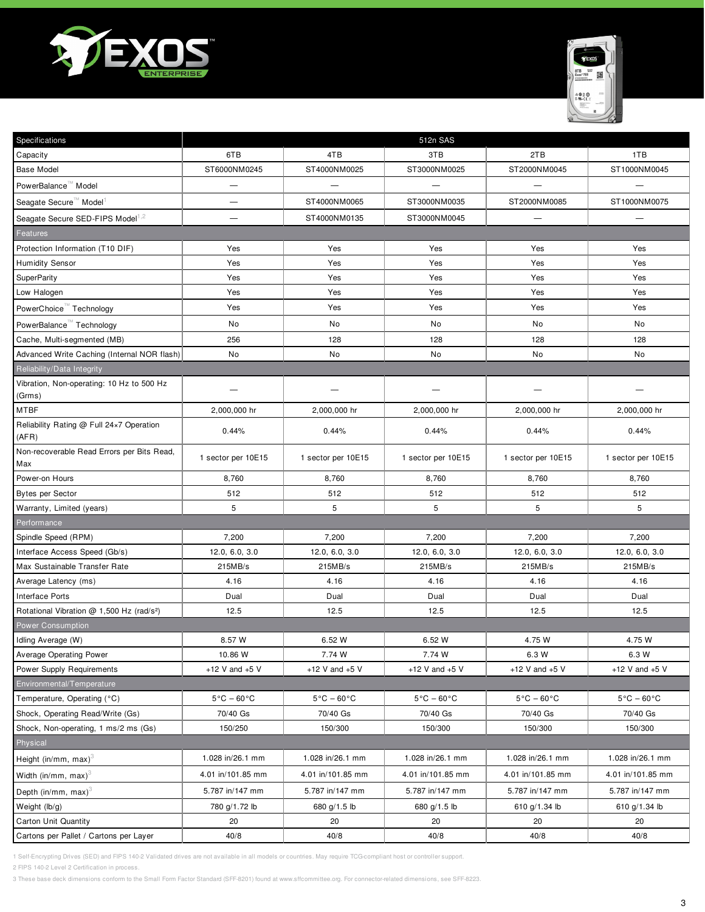| Specifications | 512n SAS | | | | |
|---|---|---|---|---|---|
| Capacity | 6TB | 4TB | 3TB | 2TB | 1TB |
| Base Model | ST6000NM0245 | ST4000NM0025 | ST3000NM0025 | ST2000NM0045 | ST1000NM0045 |
| PowerBalance™ Model | — | — | — | — | — |
| Seagate Secure™ Model[1] | — | ST4000NM0065 | ST3000NM0035 | ST2000NM0085 | ST1000NM0075 |
| Seagate Secure SED-FIPS Model[1,2] | — | ST4000NM0135 | ST3000NM0045 | — | — |
| **Features** | | | | | |
| Protection Information (T10 DIF) | Yes | Yes | Yes | Yes | Yes |
| Humidity Sensor | Yes | Yes | Yes | Yes | Yes |
| SuperParity | Yes | Yes | Yes | Yes | Yes |
| Low Halogen | Yes | Yes | Yes | Yes | Yes |
| PowerChoice™ Technology | Yes | Yes | Yes | Yes | Yes |
| PowerBalance™ Technology | No | No | No | No | No |
| Cache, Multi-segmented (MB) | 256 | 128 | 128 | 128 | 128 |
| Advanced Write Caching (Internal NOR flash) | No | No | No | No | No |
| **Reliability/Data Integrity** | | | | | |
| Vibration, Non-operating: 10 Hz to 500 Hz (Grms) | — | — | — | — | — |
| MTBF | 2,000,000 hr | 2,000,000 hr | 2,000,000 hr | 2,000,000 hr | 2,000,000 hr |
| Reliability Rating @ Full 24×7 Operation (AFR) | 0.44% | 0.44% | 0.44% | 0.44% | 0.44% |
| Non-recoverable Read Errors per Bits Read, Max | 1 sector per 10E15 | 1 sector per 10E15 | 1 sector per 10E15 | 1 sector per 10E15 | 1 sector per 10E15 |
| Power-on Hours | 8,760 | 8,760 | 8,760 | 8,760 | 8,760 |
| Bytes per Sector | 512 | 512 | 512 | 512 | 512 |
| Warranty, Limited (years) | 5 | 5 | 5 | 5 | 5 |
| **Performance** | | | | | |
| Spindle Speed (RPM) | 7,200 | 7,200 | 7,200 | 7,200 | 7,200 |
| Interface Access Speed (Gb/s) | 12.0, 6.0, 3.0 | 12.0, 6.0, 3.0 | 12.0, 6.0, 3.0 | 12.0, 6.0, 3.0 | 12.0, 6.0, 3.0 |
| Max Sustainable Transfer Rate | 215MB/s | 215MB/s | 215MB/s | 215MB/s | 215MB/s |
| Average Latency (ms) | 4.16 | 4.16 | 4.16 | 4.16 | 4.16 |
| Interface Ports | Dual | Dual | Dual | Dual | Dual |
| Rotational Vibration @ 1,500 Hz (rad/s²) | 12.5 | 12.5 | 12.5 | 12.5 | 12.5 |
| **Power Consumption** | | | | | |
| Idling Average (W) | 8.57 W | 6.52 W | 6.52 W | 4.75 W | 4.75 W |
| Average Operating Power | 10.86 W | 7.74 W | 7.74 W | 6.3 W | 6.3 W |
| Power Supply Requirements | +12 V and +5 V | +12 V and +5 V | +12 V and +5 V | +12 V and +5 V | +12 V and +5 V |
| **Environmental/Temperature** | | | | | |
| Temperature, Operating (°C) | 5°C – 60°C | 5°C – 60°C | 5°C – 60°C | 5°C – 60°C | 5°C – 60°C |
| Shock, Operating Read/Write (Gs) | 70/40 Gs | 70/40 Gs | 70/40 Gs | 70/40 Gs | 70/40 Gs |
| Shock, Non-operating, 1 ms/2 ms (Gs) | 150/250 | 150/300 | 150/300 | 150/300 | 150/300 |
| **Physical** | | | | | |
| Height (in/mm, max)[3] | 1.028 in/26.1 mm | 1.028 in/26.1 mm | 1.028 in/26.1 mm | 1.028 in/26.1 mm | 1.028 in/26.1 mm |
| Width (in/mm, max)[3] | 4.01 in/101.85 mm | 4.01 in/101.85 mm | 4.01 in/101.85 mm | 4.01 in/101.85 mm | 4.01 in/101.85 mm |
| Depth (in/mm, max)[3] | 5.787 in/147 mm | 5.787 in/147 mm | 5.787 in/147 mm | 5.787 in/147 mm | 5.787 in/147 mm |
| Weight (lb/g) | 780 g/1.72 lb | 680 g/1.5 lb | 680 g/1.5 lb | 610 g/1.34 lb | 610 g/1.34 lb |
| Carton Unit Quantity | 20 | 20 | 20 | 20 | 20 |
| Cartons per Pallet / Cartons per Layer | 40/8 | 40/8 | 40/8 | 40/8 | 40/8 |

1 Self-Encrypting Drives (SED) and FIPS 140-2 Validated drives are not available in all models or countries. May require TCG-compliant host or controller support.

2 FIPS 140-2 Level 2 Certification in process.

3 These base deck dimensions conform to the Small Form Factor Standard (SFF-8201) found at www.sffcommittee.org. For connector-related dimensions, see SFF-8223.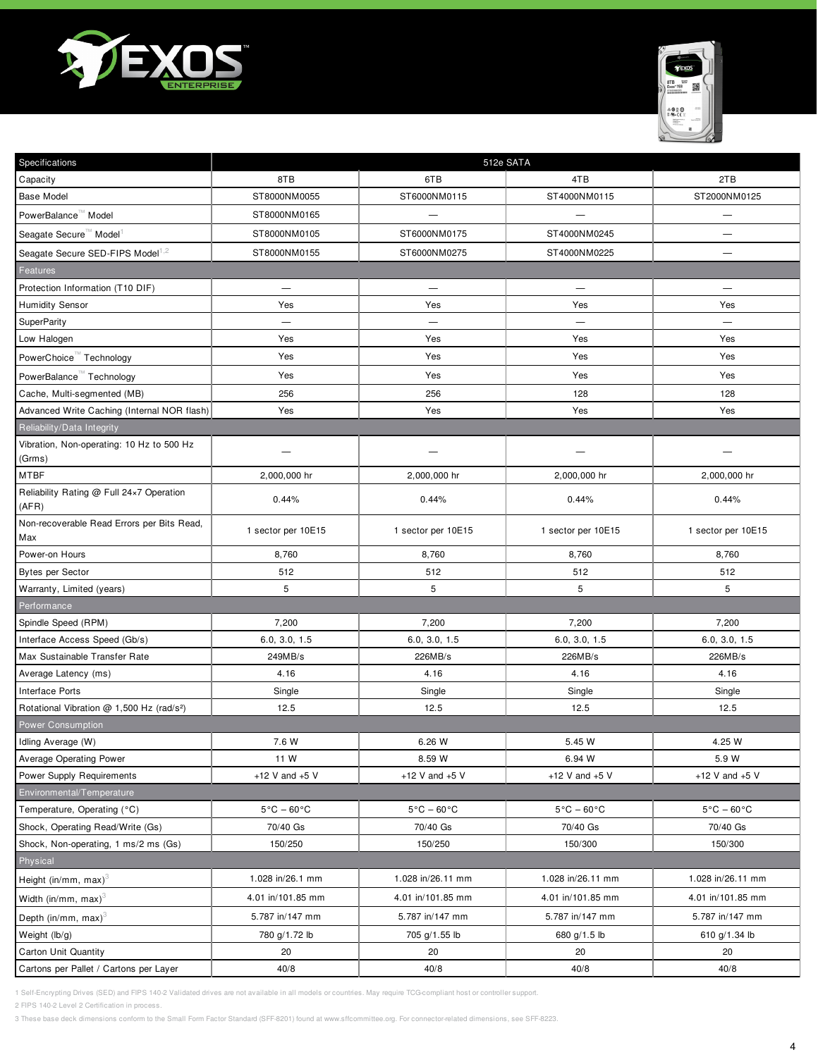| Specifications | 512e SATA | | | |
|---|---|---|---|---|
| Capacity | 8TB | 6TB | 4TB | 2TB |
| Base Model | ST8000NM0055 | ST6000NM0115 | ST4000NM0115 | ST2000NM0125 |
| PowerBalance™ Model | ST8000NM0165 | — | — | — |
| Seagate Secure™ Model[1] | ST8000NM0105 | ST6000NM0175 | ST4000NM0245 | — |
| Seagate Secure SED-FIPS Model[1,2] | ST8000NM0155 | ST6000NM0275 | ST4000NM0225 | — |
| **Features** | | | | |
| Protection Information (T10 DIF) | — | — | — | — |
| Humidity Sensor | Yes | Yes | Yes | Yes |
| SuperParity | — | — | — | — |
| Low Halogen | Yes | Yes | Yes | Yes |
| PowerChoice™ Technology | Yes | Yes | Yes | Yes |
| PowerBalance™ Technology | Yes | Yes | Yes | Yes |
| Cache, Multi-segmented (MB) | 256 | 256 | 128 | 128 |
| Advanced Write Caching (Internal NOR flash) | Yes | Yes | Yes | Yes |
| **Reliability/Data Integrity** | | | | |
| Vibration, Non-operating: 10 Hz to 500 Hz (Grms) | — | — | — | — |
| MTBF | 2,000,000 hr | 2,000,000 hr | 2,000,000 hr | 2,000,000 hr |
| Reliability Rating @ Full 24×7 Operation (AFR) | 0.44% | 0.44% | 0.44% | 0.44% |
| Non-recoverable Read Errors per Bits Read, Max | 1 sector per 10E15 | 1 sector per 10E15 | 1 sector per 10E15 | 1 sector per 10E15 |
| Power-on Hours | 8,760 | 8,760 | 8,760 | 8,760 |
| Bytes per Sector | 512 | 512 | 512 | 512 |
| Warranty, Limited (years) | 5 | 5 | 5 | 5 |
| **Performance** | | | | |
| Spindle Speed (RPM) | 7,200 | 7,200 | 7,200 | 7,200 |
| Interface Access Speed (Gb/s) | 6.0, 3.0, 1.5 | 6.0, 3.0, 1.5 | 6.0, 3.0, 1.5 | 6.0, 3.0, 1.5 |
| Max Sustainable Transfer Rate | 249MB/s | 226MB/s | 226MB/s | 226MB/s |
| Average Latency (ms) | 4.16 | 4.16 | 4.16 | 4.16 |
| Interface Ports | Single | Single | Single | Single |
| Rotational Vibration @ 1,500 Hz (rad/s²) | 12.5 | 12.5 | 12.5 | 12.5 |
| **Power Consumption** | | | | |
| Idling Average (W) | 7.6 W | 6.26 W | 5.45 W | 4.25 W |
| Average Operating Power | 11 W | 8.59 W | 6.94 W | 5.9 W |
| Power Supply Requirements | +12 V and +5 V | +12 V and +5 V | +12 V and +5 V | +12 V and +5 V |
| **Environmental/Temperature** | | | | |
| Temperature, Operating (°C) | 5°C – 60°C | 5°C – 60°C | 5°C – 60°C | 5°C – 60°C |
| Shock, Operating Read/Write (Gs) | 70/40 Gs | 70/40 Gs | 70/40 Gs | 70/40 Gs |
| Shock, Non-operating, 1 ms/2 ms (Gs) | 150/250 | 150/250 | 150/300 | 150/300 |
| **Physical** | | | | |
| Height (in/mm, max)[3] | 1.028 in/26.1 mm | 1.028 in/26.11 mm | 1.028 in/26.11 mm | 1.028 in/26.11 mm |
| Width (in/mm, max)[3] | 4.01 in/101.85 mm | 4.01 in/101.85 mm | 4.01 in/101.85 mm | 4.01 in/101.85 mm |
| Depth (in/mm, max)[3] | 5.787 in/147 mm | 5.787 in/147 mm | 5.787 in/147 mm | 5.787 in/147 mm |
| Weight (lb/g) | 780 g/1.72 lb | 705 g/1.55 lb | 680 g/1.5 lb | 610 g/1.34 lb |
| Carton Unit Quantity | 20 | 20 | 20 | 20 |
| Cartons per Pallet / Cartons per Layer | 40/8 | 40/8 | 40/8 | 40/8 |

1 Self-Encrypting Drives (SED) and FIPS 140-2 Validated drives are not available in all models or countries. May require TCG-compliant host or controller support.

2 FIPS 140-2 Level 2 Certification in process.

3 These base deck dimensions conform to the Small Form Factor Standard (SFF-8201) found at www.sffcommittee.org. For connector-related dimensions, see SFF-8223.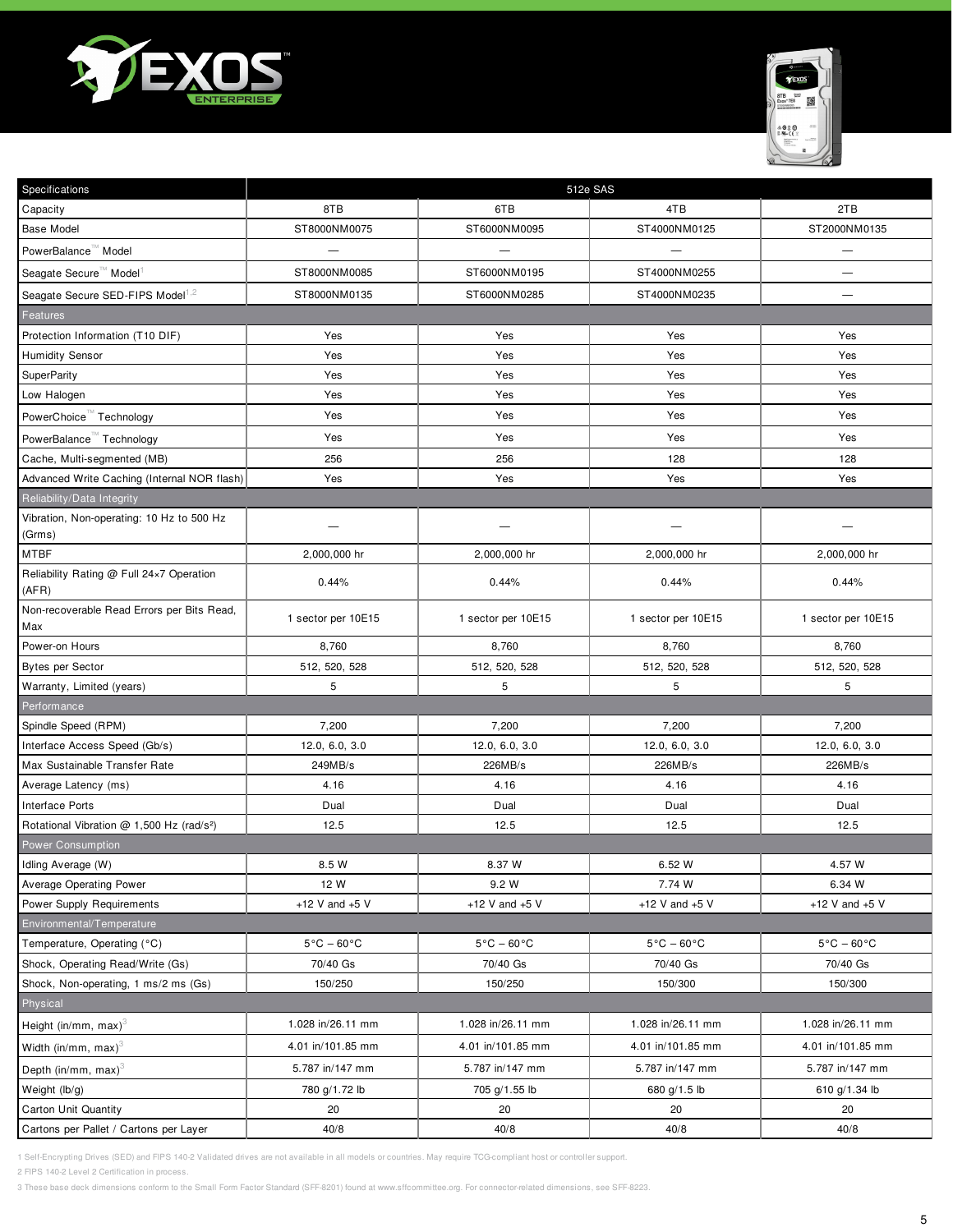| Specifications | 512e SAS | | | |
|---|---|---|---|---|
| Capacity | 8TB | 6TB | 4TB | 2TB |
| Base Model | ST8000NM0075 | ST6000NM0095 | ST4000NM0125 | ST2000NM0135 |
| PowerBalance™ Model | — | — | — | — |
| Seagate Secure™ Model[1] | ST8000NM0085 | ST6000NM0195 | ST4000NM0255 | — |
| Seagate Secure SED-FIPS Model[1,2] | ST8000NM0135 | ST6000NM0285 | ST4000NM0235 | — |
| **Features** | | | | |
| Protection Information (T10 DIF) | Yes | Yes | Yes | Yes |
| Humidity Sensor | Yes | Yes | Yes | Yes |
| SuperParity | Yes | Yes | Yes | Yes |
| Low Halogen | Yes | Yes | Yes | Yes |
| PowerChoice™ Technology | Yes | Yes | Yes | Yes |
| PowerBalance™ Technology | Yes | Yes | Yes | Yes |
| Cache, Multi-segmented (MB) | 256 | 256 | 128 | 128 |
| Advanced Write Caching (Internal NOR flash) | Yes | Yes | Yes | Yes |
| **Reliability/Data Integrity** | | | | |
| Vibration, Non-operating: 10 Hz to 500 Hz (Grms) | — | — | — | — |
| MTBF | 2,000,000 hr | 2,000,000 hr | 2,000,000 hr | 2,000,000 hr |
| Reliability Rating @ Full 24×7 Operation (AFR) | 0.44% | 0.44% | 0.44% | 0.44% |
| Non-recoverable Read Errors per Bits Read, Max | 1 sector per 10E15 | 1 sector per 10E15 | 1 sector per 10E15 | 1 sector per 10E15 |
| Power-on Hours | 8,760 | 8,760 | 8,760 | 8,760 |
| Bytes per Sector | 512, 520, 528 | 512, 520, 528 | 512, 520, 528 | 512, 520, 528 |
| Warranty, Limited (years) | 5 | 5 | 5 | 5 |
| **Performance** | | | | |
| Spindle Speed (RPM) | 7,200 | 7,200 | 7,200 | 7,200 |
| Interface Access Speed (Gb/s) | 12.0, 6.0, 3.0 | 12.0, 6.0, 3.0 | 12.0, 6.0, 3.0 | 12.0, 6.0, 3.0 |
| Max Sustainable Transfer Rate | 249MB/s | 226MB/s | 226MB/s | 226MB/s |
| Average Latency (ms) | 4.16 | 4.16 | 4.16 | 4.16 |
| Interface Ports | Dual | Dual | Dual | Dual |
| Rotational Vibration @ 1,500 Hz (rad/s²) | 12.5 | 12.5 | 12.5 | 12.5 |
| **Power Consumption** | | | | |
| Idling Average (W) | 8.5 W | 8.37 W | 6.52 W | 4.57 W |
| Average Operating Power | 12 W | 9.2 W | 7.74 W | 6.34 W |
| Power Supply Requirements | +12 V and +5 V | +12 V and +5 V | +12 V and +5 V | +12 V and +5 V |
| **Environmental/Temperature** | | | | |
| Temperature, Operating (°C) | 5°C – 60°C | 5°C – 60°C | 5°C – 60°C | 5°C – 60°C |
| Shock, Operating Read/Write (Gs) | 70/40 Gs | 70/40 Gs | 70/40 Gs | 70/40 Gs |
| Shock, Non-operating, 1 ms/2 ms (Gs) | 150/250 | 150/250 | 150/300 | 150/300 |
| **Physical** | | | | |
| Height (in/mm, max)[3] | 1.028 in/26.11 mm | 1.028 in/26.11 mm | 1.028 in/26.11 mm | 1.028 in/26.11 mm |
| Width (in/mm, max)[3] | 4.01 in/101.85 mm | 4.01 in/101.85 mm | 4.01 in/101.85 mm | 4.01 in/101.85 mm |
| Depth (in/mm, max)[3] | 5.787 in/147 mm | 5.787 in/147 mm | 5.787 in/147 mm | 5.787 in/147 mm |
| Weight (lb/g) | 780 g/1.72 lb | 705 g/1.55 lb | 680 g/1.5 lb | 610 g/1.34 lb |
| Carton Unit Quantity | 20 | 20 | 20 | 20 |
| Cartons per Pallet / Cartons per Layer | 40/8 | 40/8 | 40/8 | 40/8 |

1 Self-Encrypting Drives (SED) and FIPS 140-2 Validated drives are not available in all models or countries. May require TCG-compliant host or controller support.

2 FIPS 140-2 Level 2 Certification in process.

3 These base deck dimensions conform to the Small Form Factor Standard (SFF-8201) found at www.sffcommittee.org. For connector-related dimensions, see SFF-8223.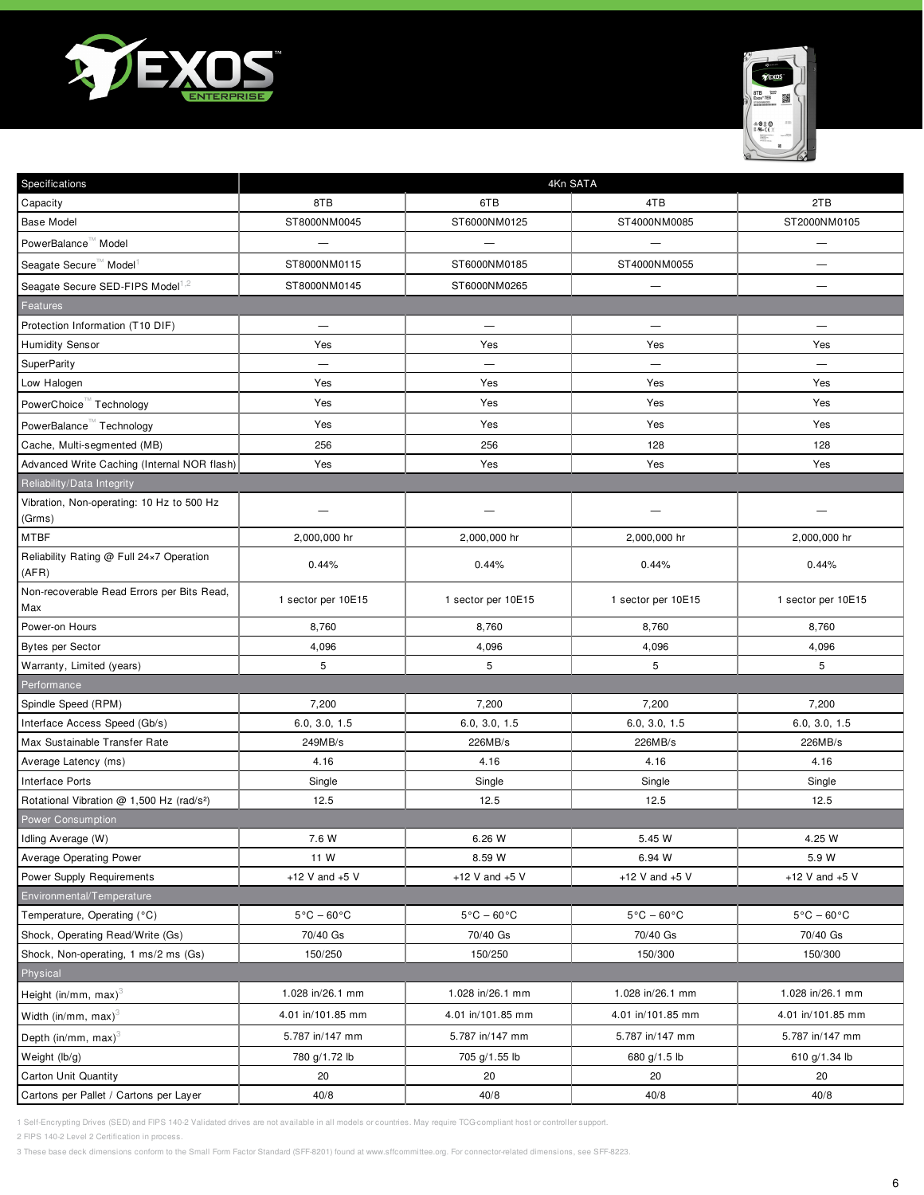# EXOS ENTERPRISE

| Specifications | 4Kn SATA | | | |
|---|---|---|---|---|
| Capacity | 8TB | 6TB | 4TB | 2TB |
| Base Model | ST8000NM0045 | ST6000NM0125 | ST4000NM0085 | ST2000NM0105 |
| PowerBalance™ Model | — | — | — | — |
| Seagate Secure™ Model[1] | ST8000NM0115 | ST6000NM0185 | ST4000NM0055 | — |
| Seagate Secure SED-FIPS Model[1,2] | ST8000NM0145 | ST6000NM0265 | — | — |
| **Features** | | | | |
| Protection Information (T10 DIF) | — | — | — | — |
| Humidity Sensor | Yes | Yes | Yes | Yes |
| SuperParity | — | — | — | — |
| Low Halogen | Yes | Yes | Yes | Yes |
| PowerChoice™ Technology | Yes | Yes | Yes | Yes |
| PowerBalance™ Technology | Yes | Yes | Yes | Yes |
| Cache, Multi-segmented (MB) | 256 | 256 | 128 | 128 |
| Advanced Write Caching (Internal NOR flash) | Yes | Yes | Yes | Yes |
| **Reliability/Data Integrity** | | | | |
| Vibration, Non-operating: 10 Hz to 500 Hz (Grms) | — | — | — | — |
| MTBF | 2,000,000 hr | 2,000,000 hr | 2,000,000 hr | 2,000,000 hr |
| Reliability Rating @ Full 24×7 Operation (AFR) | 0.44% | 0.44% | 0.44% | 0.44% |
| Non-recoverable Read Errors per Bits Read, Max | 1 sector per 10E15 | 1 sector per 10E15 | 1 sector per 10E15 | 1 sector per 10E15 |
| Power-on Hours | 8,760 | 8,760 | 8,760 | 8,760 |
| Bytes per Sector | 4,096 | 4,096 | 4,096 | 4,096 |
| Warranty, Limited (years) | 5 | 5 | 5 | 5 |
| **Performance** | | | | |
| Spindle Speed (RPM) | 7,200 | 7,200 | 7,200 | 7,200 |
| Interface Access Speed (Gb/s) | 6.0, 3.0, 1.5 | 6.0, 3.0, 1.5 | 6.0, 3.0, 1.5 | 6.0, 3.0, 1.5 |
| Max Sustainable Transfer Rate | 249MB/s | 226MB/s | 226MB/s | 226MB/s |
| Average Latency (ms) | 4.16 | 4.16 | 4.16 | 4.16 |
| Interface Ports | Single | Single | Single | Single |
| Rotational Vibration @ 1,500 Hz (rad/s²) | 12.5 | 12.5 | 12.5 | 12.5 |
| **Power Consumption** | | | | |
| Idling Average (W) | 7.6 W | 6.26 W | 5.45 W | 4.25 W |
| Average Operating Power | 11 W | 8.59 W | 6.94 W | 5.9 W |
| Power Supply Requirements | +12 V and +5 V | +12 V and +5 V | +12 V and +5 V | +12 V and +5 V |
| **Environmental/Temperature** | | | | |
| Temperature, Operating (°C) | 5°C – 60°C | 5°C – 60°C | 5°C – 60°C | 5°C – 60°C |
| Shock, Operating Read/Write (Gs) | 70/40 Gs | 70/40 Gs | 70/40 Gs | 70/40 Gs |
| Shock, Non-operating, 1 ms/2 ms (Gs) | 150/250 | 150/250 | 150/300 | 150/300 |
| **Physical** | | | | |
| Height (in/mm, max)[3] | 1.028 in/26.1 mm | 1.028 in/26.1 mm | 1.028 in/26.1 mm | 1.028 in/26.1 mm |
| Width (in/mm, max)[3] | 4.01 in/101.85 mm | 4.01 in/101.85 mm | 4.01 in/101.85 mm | 4.01 in/101.85 mm |
| Depth (in/mm, max)[3] | 5.787 in/147 mm | 5.787 in/147 mm | 5.787 in/147 mm | 5.787 in/147 mm |
| Weight (lb/g) | 780 g/1.72 lb | 705 g/1.55 lb | 680 g/1.5 lb | 610 g/1.34 lb |
| Carton Unit Quantity | 20 | 20 | 20 | 20 |
| Cartons per Pallet / Cartons per Layer | 40/8 | 40/8 | 40/8 | 40/8 |

1 Self-Encrypting Drives (SED) and FIPS 140-2 Validated drives are not available in all models or countries. May require TCG-compliant host or controller support.

2 FIPS 140-2 Level 2 Certification in process.

3 These base deck dimensions conform to the Small Form Factor Standard (SFF-8201) found at www.sffcommittee.org. For connector-related dimensions, see SFF-8223.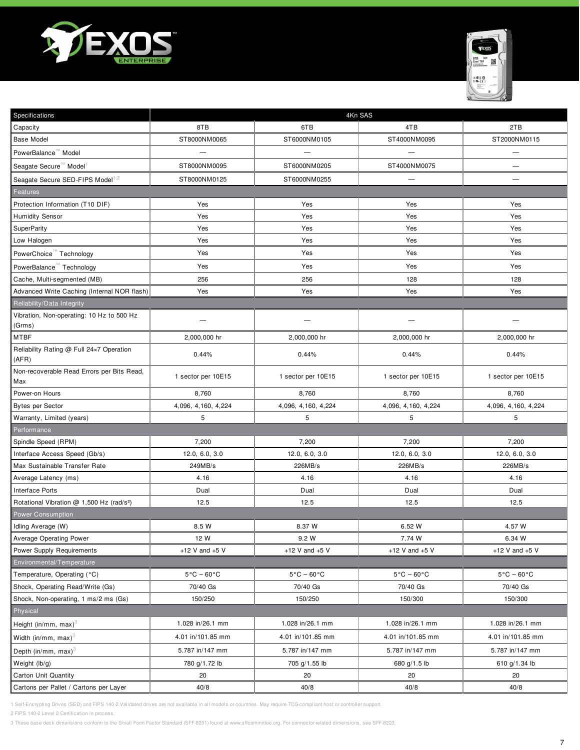# EXOS ENTERPRISE

| Specifications | 4Kn SAS | | | |
|---|---|---|---|---|
| Capacity | 8TB | 6TB | 4TB | 2TB |
| Base Model | ST8000NM0065 | ST6000NM0105 | ST4000NM0095 | ST2000NM0115 |
| PowerBalance™ Model | — | — | — | — |
| Seagate Secure™ Model[1] | ST8000NM0095 | ST6000NM0205 | ST4000NM0075 | — |
| Seagate Secure SED-FIPS Model[1,2] | ST8000NM0125 | ST6000NM0255 | — | — |
| **Features** | | | | |
| Protection Information (T10 DIF) | Yes | Yes | Yes | Yes |
| Humidity Sensor | Yes | Yes | Yes | Yes |
| SuperParity | Yes | Yes | Yes | Yes |
| Low Halogen | Yes | Yes | Yes | Yes |
| PowerChoice™ Technology | Yes | Yes | Yes | Yes |
| PowerBalance™ Technology | Yes | Yes | Yes | Yes |
| Cache, Multi-segmented (MB) | 256 | 256 | 128 | 128 |
| Advanced Write Caching (Internal NOR flash) | Yes | Yes | Yes | Yes |
| **Reliability/Data Integrity** | | | | |
| Vibration, Non-operating: 10 Hz to 500 Hz (Grms) | — | — | — | — |
| MTBF | 2,000,000 hr | 2,000,000 hr | 2,000,000 hr | 2,000,000 hr |
| Reliability Rating @ Full 24×7 Operation (AFR) | 0.44% | 0.44% | 0.44% | 0.44% |
| Non-recoverable Read Errors per Bits Read, Max | 1 sector per 10E15 | 1 sector per 10E15 | 1 sector per 10E15 | 1 sector per 10E15 |
| Power-on Hours | 8,760 | 8,760 | 8,760 | 8,760 |
| Bytes per Sector | 4,096, 4,160, 4,224 | 4,096, 4,160, 4,224 | 4,096, 4,160, 4,224 | 4,096, 4,160, 4,224 |
| Warranty, Limited (years) | 5 | 5 | 5 | 5 |
| **Performance** | | | | |
| Spindle Speed (RPM) | 7,200 | 7,200 | 7,200 | 7,200 |
| Interface Access Speed (Gb/s) | 12.0, 6.0, 3.0 | 12.0, 6.0, 3.0 | 12.0, 6.0, 3.0 | 12.0, 6.0, 3.0 |
| Max Sustainable Transfer Rate | 249MB/s | 226MB/s | 226MB/s | 226MB/s |
| Average Latency (ms) | 4.16 | 4.16 | 4.16 | 4.16 |
| Interface Ports | Dual | Dual | Dual | Dual |
| Rotational Vibration @ 1,500 Hz (rad/s²) | 12.5 | 12.5 | 12.5 | 12.5 |
| **Power Consumption** | | | | |
| Idling Average (W) | 8.5 W | 8.37 W | 6.52 W | 4.57 W |
| Average Operating Power | 12 W | 9.2 W | 7.74 W | 6.34 W |
| Power Supply Requirements | +12 V and +5 V | +12 V and +5 V | +12 V and +5 V | +12 V and +5 V |
| **Environmental/Temperature** | | | | |
| Temperature, Operating (°C) | 5°C – 60°C | 5°C – 60°C | 5°C – 60°C | 5°C – 60°C |
| Shock, Operating Read/Write (Gs) | 70/40 Gs | 70/40 Gs | 70/40 Gs | 70/40 Gs |
| Shock, Non-operating, 1 ms/2 ms (Gs) | 150/250 | 150/250 | 150/300 | 150/300 |
| **Physical** | | | | |
| Height (in/mm, max)[3] | 1.028 in/26.1 mm | 1.028 in/26.1 mm | 1.028 in/26.1 mm | 1.028 in/26.1 mm |
| Width (in/mm, max)[3] | 4.01 in/101.85 mm | 4.01 in/101.85 mm | 4.01 in/101.85 mm | 4.01 in/101.85 mm |
| Depth (in/mm, max)[3] | 5.787 in/147 mm | 5.787 in/147 mm | 5.787 in/147 mm | 5.787 in/147 mm |
| Weight (lb/g) | 780 g/1.72 lb | 705 g/1.55 lb | 680 g/1.5 lb | 610 g/1.34 lb |
| Carton Unit Quantity | 20 | 20 | 20 | 20 |
| Cartons per Pallet / Cartons per Layer | 40/8 | 40/8 | 40/8 | 40/8 |

1 Self-Encrypting Drives (SED) and FIPS 140-2 Validated drives are not available in all models or countries. May require TCG-compliant host or controller support.

2 FIPS 140-2 Level 2 Certification in process.

3 These base deck dimensions conform to the Small Form Factor Standard (SFF-8201) found at www.sffcommittee.org. For connector-related dimensions, see SFF-8223.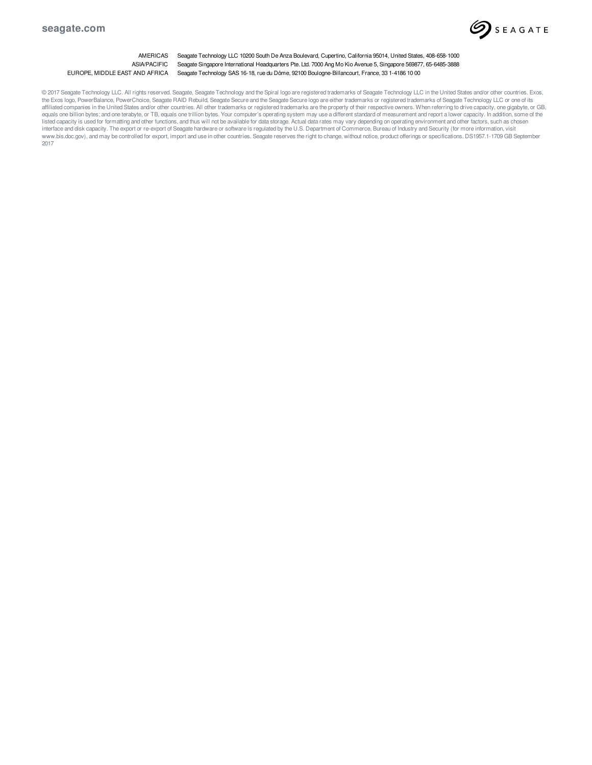seagate.com

SEAGATE

| | |
|---|---|
| AMERICAS | Seagate Technology LLC 10200 South De Anza Boulevard, Cupertino, California 95014, United States, 408-658-1000 |
| ASIA/PACIFIC | Seagate Singapore International Headquarters Pte. Ltd. 7000 Ang Mo Kio Avenue 5, Singapore 569877, 65-6485-3888 |
| EUROPE, MIDDLE EAST AND AFRICA | Seagate Technology SAS 16-18, rue du Dôme, 92100 Boulogne-Billancourt, France, 33 1-4186 10 00 |

© 2017 Seagate Technology LLC. All rights reserved. Seagate, Seagate Technology and the Spiral logo are registered trademarks of Seagate Technology LLC in the United States and/or other countries. Exos, the Exos logo, PowerBalance, PowerChoice, Seagate RAID Rebuild, Seagate Secure and the Seagate Secure logo are either trademarks or registered trademarks of Seagate Technology LLC or one of its affiliated companies in the United States and/or other countries. All other trademarks or registered trademarks are the property of their respective owners. When referring to drive capacity, one gigabyte, or GB, equals one billion bytes; and one terabyte, or TB, equals one trillion bytes. Your computer's operating system may use a different standard of measurement and report a lower capacity. In addition, some of the listed capacity is used for formatting and other functions, and thus will not be available for data storage. Actual data rates may vary depending on operating environment and other factors, such as chosen interface and disk capacity. The export or re-export of Seagate hardware or software is regulated by the U.S. Department of Commerce, Bureau of Industry and Security (for more information, visit www.bis.doc.gov), and may be controlled for export, import and use in other countries. Seagate reserves the right to change, without notice, product offerings or specifications. DS1957.1-1709 GB September 2017